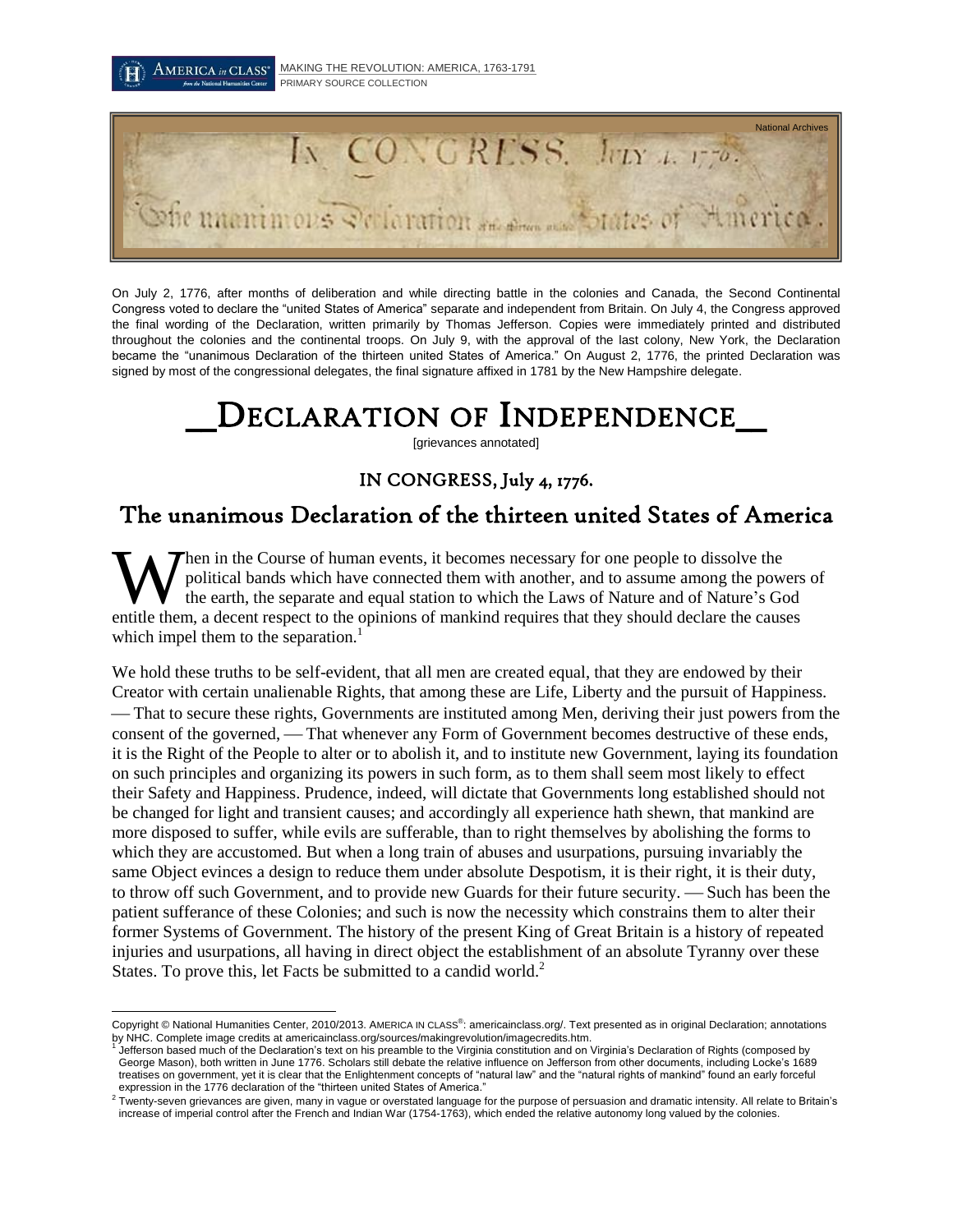On July 2, 1776, after months of deliberation and while directing battle in the colonies and Canada, the Second Continental Congress voted to declare the "united States of America" separate and independent from Britain. On July 4, the Congress approved the final wording of the Declaration, written primarily by Thomas Jefferson. Copies were immediately printed and distributed throughout the colonies and the continental troops. On July 9, with the approval of the last colony, New York, the Declaration became the "unanimous Declaration of the thirteen united States of America." On August 2, 1776, the printed Declaration was signed by most of the congressional delegates, the final signature affixed in 1781 by the New Hampshire delegate.

# DECLARATION OF INDEPENDENCE

[grievances annotated]

## IN CONGRESS, July 4, 1776.

## The unanimous Declaration of the thirteen united States of America

When in the Course of human events, it becomes necessary for one people to dissolve the political bands which have connected them with another, and to assume among the powers of the earth, the separate and equal station to which the Laws of Nature and of Nature's God entitle them, a decent respect to the opinions of mankind requires that they should declare the causes which impel them to the separation.[1]

We hold these truths to be self-evident, that all men are created equal, that they are endowed by their Creator with certain unalienable Rights, that among these are Life, Liberty and the pursuit of Happiness. — That to secure these rights, Governments are instituted among Men, deriving their just powers from the consent of the governed, — That whenever any Form of Government becomes destructive of these ends, it is the Right of the People to alter or to abolish it, and to institute new Government, laying its foundation on such principles and organizing its powers in such form, as to them shall seem most likely to effect their Safety and Happiness. Prudence, indeed, will dictate that Governments long established should not be changed for light and transient causes; and accordingly all experience hath shewn, that mankind are more disposed to suffer, while evils are sufferable, than to right themselves by abolishing the forms to which they are accustomed. But when a long train of abuses and usurpations, pursuing invariably the same Object evinces a design to reduce them under absolute Despotism, it is their right, it is their duty, to throw off such Government, and to provide new Guards for their future security. — Such has been the patient sufferance of these Colonies; and such is now the necessity which constrains them to alter their former Systems of Government. The history of the present King of Great Britain is a history of repeated injuries and usurpations, all having in direct object the establishment of an absolute Tyranny over these States. To prove this, let Facts be submitted to a candid world.[2]

---

Copyright © National Humanities Center, 2010/2013. AMERICA IN CLASS®: americainclass.org/. Text presented as in original Declaration; annotations by NHC. Complete image credits at americainclass.org/sources/makingrevolution/imagecredits.htm.

[1] Jefferson based much of the Declaration's text on his preamble to the Virginia constitution and on Virginia's Declaration of Rights (composed by George Mason), both written in June 1776. Scholars still debate the relative influence on Jefferson from other documents, including Locke's 1689 treatises on government, yet it is clear that the Enlightenment concepts of "natural law" and the "natural rights of mankind" found an early forceful expression in the 1776 declaration of the "thirteen united States of America."

[2] Twenty-seven grievances are given, many in vague or overstated language for the purpose of persuasion and dramatic intensity. All relate to Britain's increase of imperial control after the French and Indian War (1754-1763), which ended the relative autonomy long valued by the colonies.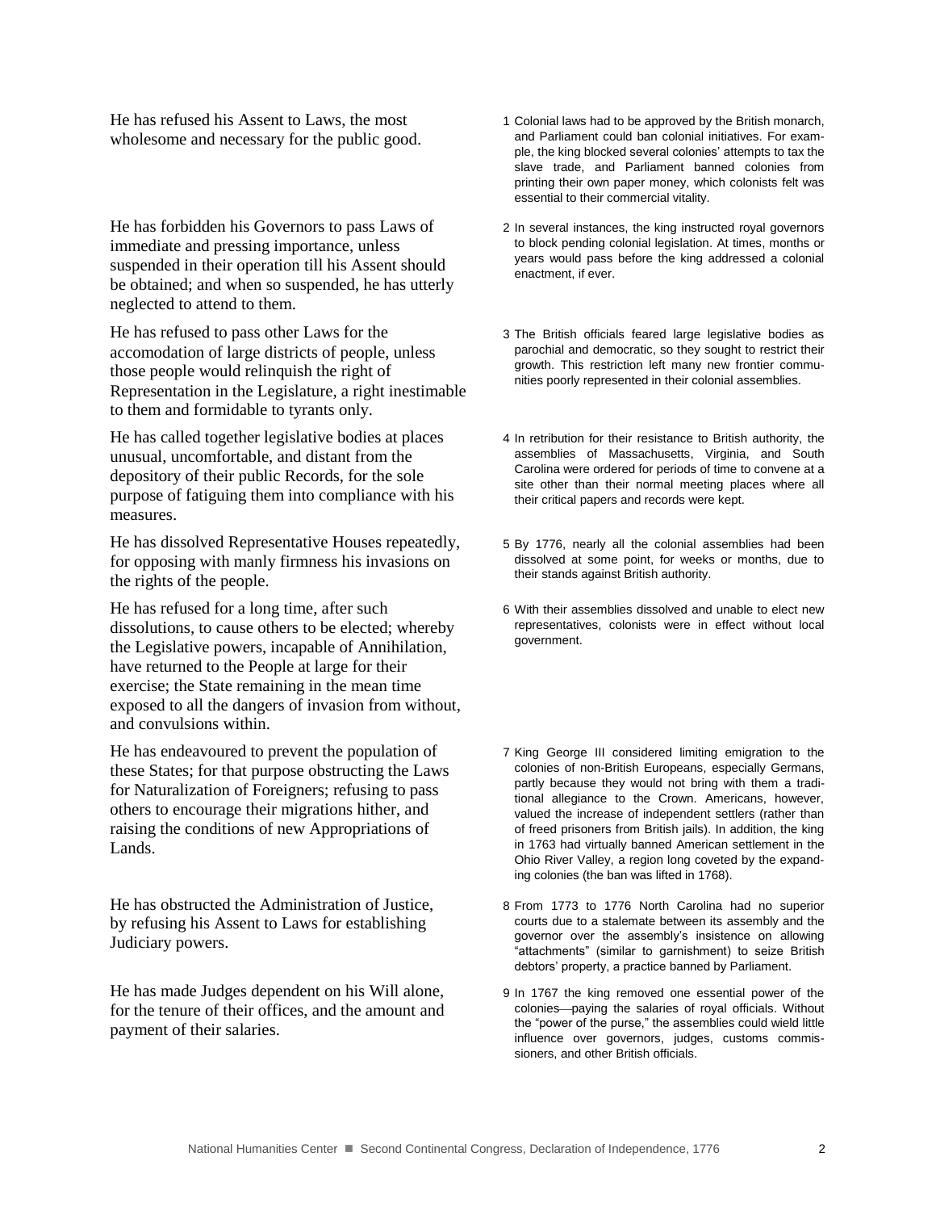He has refused his Assent to Laws, the most wholesome and necessary for the public good.

1 Colonial laws had to be approved by the British monarch, and Parliament could ban colonial initiatives. For example, the king blocked several colonies' attempts to tax the slave trade, and Parliament banned colonies from printing their own paper money, which colonists felt was essential to their commercial vitality.

He has forbidden his Governors to pass Laws of immediate and pressing importance, unless suspended in their operation till his Assent should be obtained; and when so suspended, he has utterly neglected to attend to them.

2 In several instances, the king instructed royal governors to block pending colonial legislation. At times, months or years would pass before the king addressed a colonial enactment, if ever.

He has refused to pass other Laws for the accomodation of large districts of people, unless those people would relinquish the right of Representation in the Legislature, a right inestimable to them and formidable to tyrants only.

3 The British officials feared large legislative bodies as parochial and democratic, so they sought to restrict their growth. This restriction left many new frontier communities poorly represented in their colonial assemblies.

He has called together legislative bodies at places unusual, uncomfortable, and distant from the depository of their public Records, for the sole purpose of fatiguing them into compliance with his measures.

4 In retribution for their resistance to British authority, the assemblies of Massachusetts, Virginia, and South Carolina were ordered for periods of time to convene at a site other than their normal meeting places where all their critical papers and records were kept.

He has dissolved Representative Houses repeatedly, for opposing with manly firmness his invasions on the rights of the people.

5 By 1776, nearly all the colonial assemblies had been dissolved at some point, for weeks or months, due to their stands against British authority.

He has refused for a long time, after such dissolutions, to cause others to be elected; whereby the Legislative powers, incapable of Annihilation, have returned to the People at large for their exercise; the State remaining in the mean time exposed to all the dangers of invasion from without, and convulsions within.

6 With their assemblies dissolved and unable to elect new representatives, colonists were in effect without local government.

He has endeavoured to prevent the population of these States; for that purpose obstructing the Laws for Naturalization of Foreigners; refusing to pass others to encourage their migrations hither, and raising the conditions of new Appropriations of Lands.

7 King George III considered limiting emigration to the colonies of non-British Europeans, especially Germans, partly because they would not bring with them a traditional allegiance to the Crown. Americans, however, valued the increase of independent settlers (rather than of freed prisoners from British jails). In addition, the king in 1763 had virtually banned American settlement in the Ohio River Valley, a region long coveted by the expanding colonies (the ban was lifted in 1768).

He has obstructed the Administration of Justice, by refusing his Assent to Laws for establishing Judiciary powers.

8 From 1773 to 1776 North Carolina had no superior courts due to a stalemate between its assembly and the governor over the assembly's insistence on allowing "attachments" (similar to garnishment) to seize British debtors' property, a practice banned by Parliament.

He has made Judges dependent on his Will alone, for the tenure of their offices, and the amount and payment of their salaries.

9 In 1767 the king removed one essential power of the colonies—paying the salaries of royal officials. Without the "power of the purse," the assemblies could wield little influence over governors, judges, customs commissioners, and other British officials.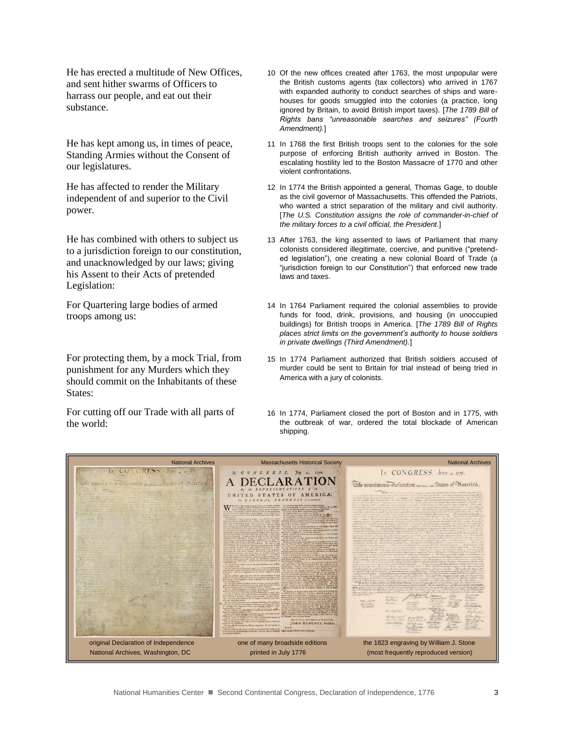He has erected a multitude of New Offices, and sent hither swarms of Officers to harrass our people, and eat out their substance.

10 Of the new offices created after 1763, the most unpopular were the British customs agents (tax collectors) who arrived in 1767 with expanded authority to conduct searches of ships and warehouses for goods smuggled into the colonies (a practice, long ignored by Britain, to avoid British import taxes). [*The 1789 Bill of Rights bans "unreasonable searches and seizures" (Fourth Amendment).*]

He has kept among us, in times of peace, Standing Armies without the Consent of our legislatures.

11 In 1768 the first British troops sent to the colonies for the sole purpose of enforcing British authority arrived in Boston. The escalating hostility led to the Boston Massacre of 1770 and other violent confrontations.

He has affected to render the Military independent of and superior to the Civil power.

12 In 1774 the British appointed a general, Thomas Gage, to double as the civil governor of Massachusetts. This offended the Patriots, who wanted a strict separation of the military and civil authority. [*The U.S. Constitution assigns the role of commander-in-chief of the military forces to a civil official, the President.*]

He has combined with others to subject us to a jurisdiction foreign to our constitution, and unacknowledged by our laws; giving his Assent to their Acts of pretended Legislation:

13 After 1763, the king assented to laws of Parliament that many colonists considered illegitimate, coercive, and punitive ("pretended legislation"), one creating a new colonial Board of Trade (a "jurisdiction foreign to our Constitution") that enforced new trade laws and taxes.

For Quartering large bodies of armed troops among us:

14 In 1764 Parliament required the colonial assemblies to provide funds for food, drink, provisions, and housing (in unoccupied buildings) for British troops in America. [*The 1789 Bill of Rights places strict limits on the government's authority to house soldiers in private dwellings (Third Amendment).*]

For protecting them, by a mock Trial, from punishment for any Murders which they should commit on the Inhabitants of these States:

15 In 1774 Parliament authorized that British soldiers accused of murder could be sent to Britain for trial instead of being tried in America with a jury of colonists.

For cutting off our Trade with all parts of the world:

16 In 1774, Parliament closed the port of Boston and in 1775, with the outbreak of war, ordered the total blockade of American shipping.

National Archives — original Declaration of Independence, National Archives, Washington, DC

Massachusetts Historical Society — one of many broadside editions printed in July 1776

National Archives — the 1823 engraving by William J. Stone (most frequently reproduced version)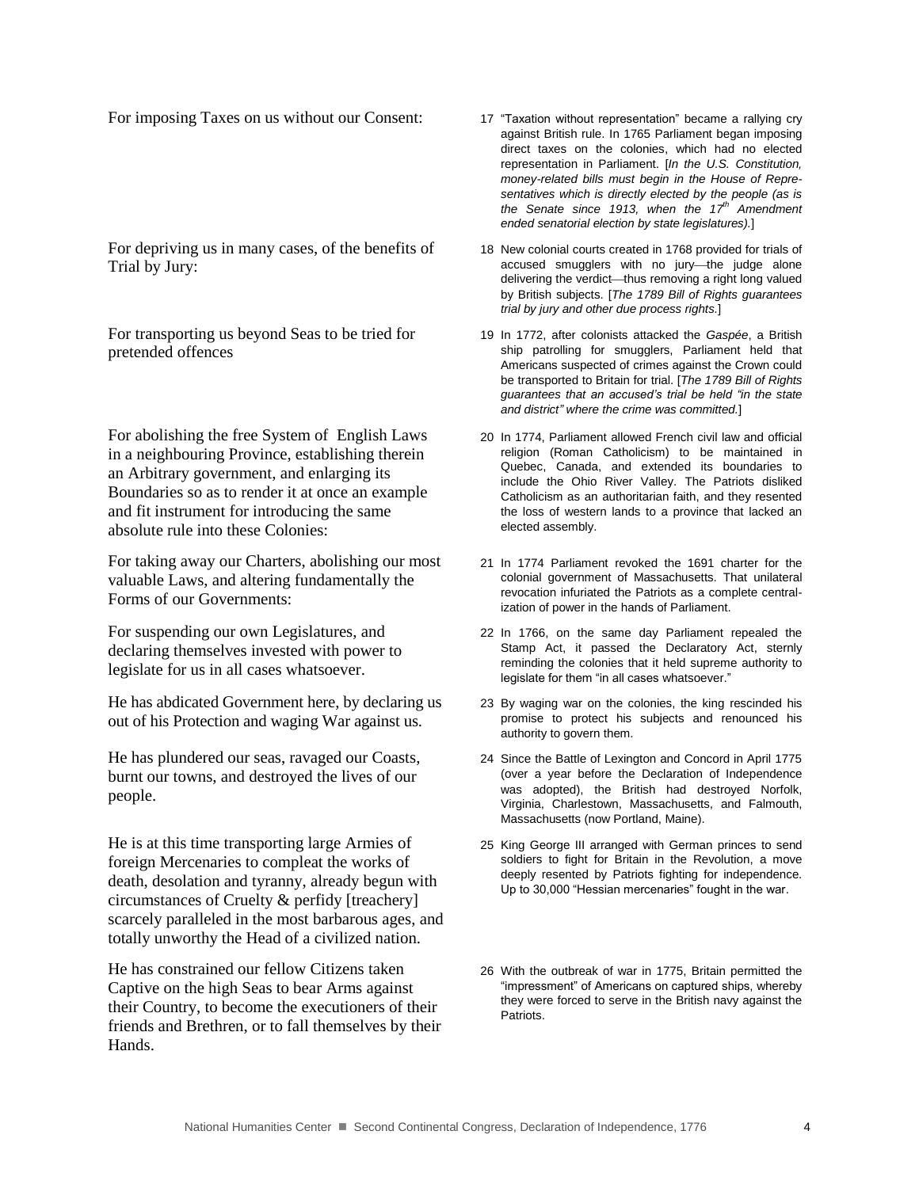For imposing Taxes on us without our Consent:

17 "Taxation without representation" became a rallying cry against British rule. In 1765 Parliament began imposing direct taxes on the colonies, which had no elected representation in Parliament. [*In the U.S. Constitution, money-related bills must begin in the House of Representatives which is directly elected by the people (as is the Senate since 1913, when the 17th Amendment ended senatorial election by state legislatures).*]

For depriving us in many cases, of the benefits of Trial by Jury:

18 New colonial courts created in 1768 provided for trials of accused smugglers with no jury—the judge alone delivering the verdict—thus removing a right long valued by British subjects. [*The 1789 Bill of Rights guarantees trial by jury and other due process rights.*]

For transporting us beyond Seas to be tried for pretended offences

19 In 1772, after colonists attacked the *Gaspée*, a British ship patrolling for smugglers, Parliament held that Americans suspected of crimes against the Crown could be transported to Britain for trial. [*The 1789 Bill of Rights guarantees that an accused's trial be held "in the state and district" where the crime was committed.*]

For abolishing the free System of English Laws in a neighbouring Province, establishing therein an Arbitrary government, and enlarging its Boundaries so as to render it at once an example and fit instrument for introducing the same absolute rule into these Colonies:

20 In 1774, Parliament allowed French civil law and official religion (Roman Catholicism) to be maintained in Quebec, Canada, and extended its boundaries to include the Ohio River Valley. The Patriots disliked Catholicism as an authoritarian faith, and they resented the loss of western lands to a province that lacked an elected assembly.

For taking away our Charters, abolishing our most valuable Laws, and altering fundamentally the Forms of our Governments:

21 In 1774 Parliament revoked the 1691 charter for the colonial government of Massachusetts. That unilateral revocation infuriated the Patriots as a complete centralization of power in the hands of Parliament.

For suspending our own Legislatures, and declaring themselves invested with power to legislate for us in all cases whatsoever.

22 In 1766, on the same day Parliament repealed the Stamp Act, it passed the Declaratory Act, sternly reminding the colonies that it held supreme authority to legislate for them "in all cases whatsoever."

He has abdicated Government here, by declaring us out of his Protection and waging War against us.

23 By waging war on the colonies, the king rescinded his promise to protect his subjects and renounced his authority to govern them.

He has plundered our seas, ravaged our Coasts, burnt our towns, and destroyed the lives of our people.

24 Since the Battle of Lexington and Concord in April 1775 (over a year before the Declaration of Independence was adopted), the British had destroyed Norfolk, Virginia, Charlestown, Massachusetts, and Falmouth, Massachusetts (now Portland, Maine).

He is at this time transporting large Armies of foreign Mercenaries to compleat the works of death, desolation and tyranny, already begun with circumstances of Cruelty & perfidy [treachery] scarcely paralleled in the most barbarous ages, and totally unworthy the Head of a civilized nation.

25 King George III arranged with German princes to send soldiers to fight for Britain in the Revolution, a move deeply resented by Patriots fighting for independence. Up to 30,000 "Hessian mercenaries" fought in the war.

He has constrained our fellow Citizens taken Captive on the high Seas to bear Arms against their Country, to become the executioners of their friends and Brethren, or to fall themselves by their Hands.

26 With the outbreak of war in 1775, Britain permitted the "impressment" of Americans on captured ships, whereby they were forced to serve in the British navy against the Patriots.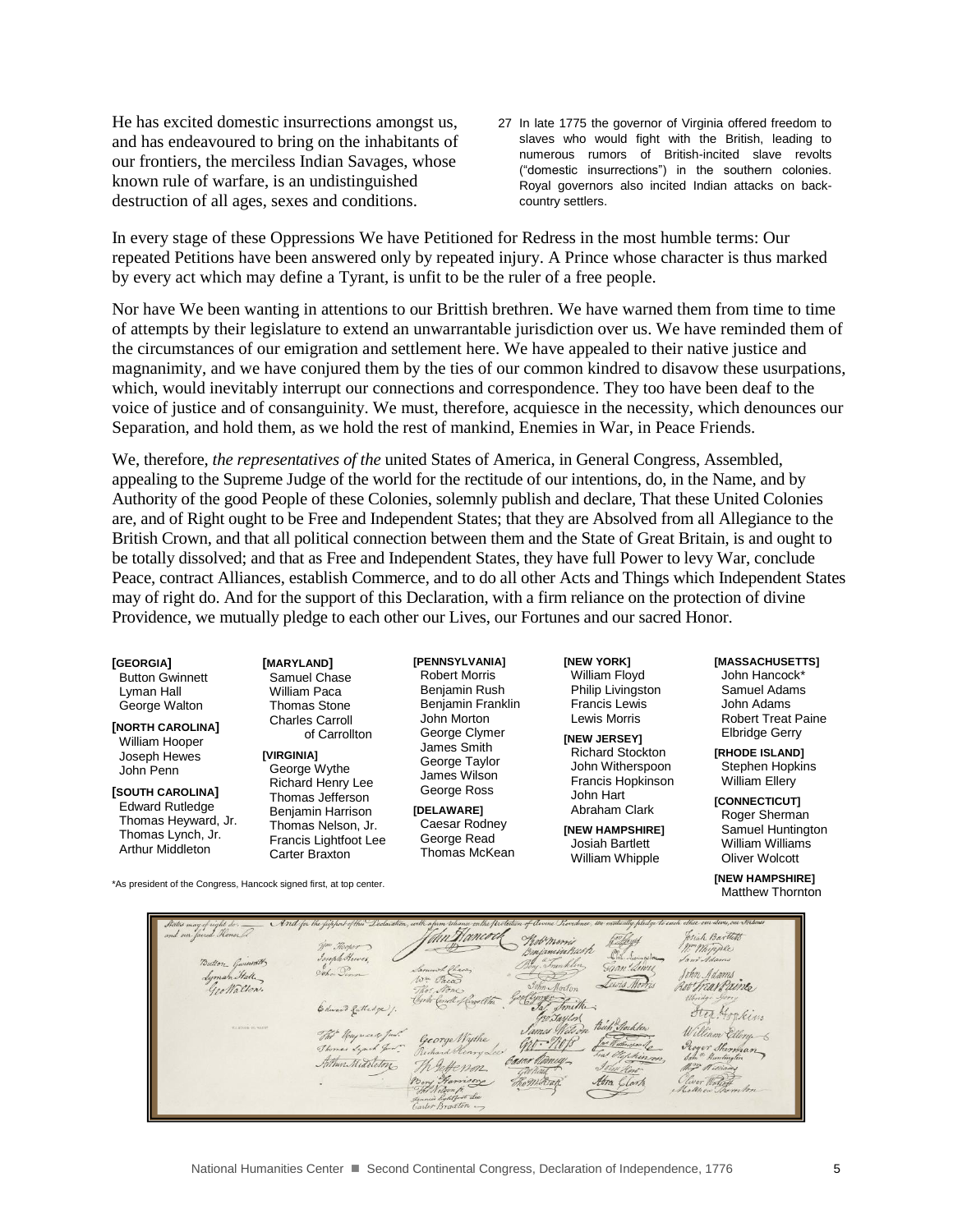He has excited domestic insurrections amongst us, and has endeavoured to bring on the inhabitants of our frontiers, the merciless Indian Savages, whose known rule of warfare, is an undistinguished destruction of all ages, sexes and conditions.

27 In late 1775 the governor of Virginia offered freedom to slaves who would fight with the British, leading to numerous rumors of British-incited slave revolts ("domestic insurrections") in the southern colonies. Royal governors also incited Indian attacks on back-country settlers.

In every stage of these Oppressions We have Petitioned for Redress in the most humble terms: Our repeated Petitions have been answered only by repeated injury. A Prince whose character is thus marked by every act which may define a Tyrant, is unfit to be the ruler of a free people.

Nor have We been wanting in attentions to our Brittish brethren. We have warned them from time to time of attempts by their legislature to extend an unwarrantable jurisdiction over us. We have reminded them of the circumstances of our emigration and settlement here. We have appealed to their native justice and magnanimity, and we have conjured them by the ties of our common kindred to disavow these usurpations, which, would inevitably interrupt our connections and correspondence. They too have been deaf to the voice of justice and of consanguinity. We must, therefore, acquiesce in the necessity, which denounces our Separation, and hold them, as we hold the rest of mankind, Enemies in War, in Peace Friends.

We, therefore, *the representatives of the* united States of America, in General Congress, Assembled, appealing to the Supreme Judge of the world for the rectitude of our intentions, do, in the Name, and by Authority of the good People of these Colonies, solemnly publish and declare, That these United Colonies are, and of Right ought to be Free and Independent States; that they are Absolved from all Allegiance to the British Crown, and that all political connection between them and the State of Great Britain, is and ought to be totally dissolved; and that as Free and Independent States, they have full Power to levy War, conclude Peace, contract Alliances, establish Commerce, and to do all other Acts and Things which Independent States may of right do. And for the support of this Declaration, with a firm reliance on the protection of divine Providence, we mutually pledge to each other our Lives, our Fortunes and our sacred Honor.

**[GEORGIA]**
Button Gwinnett
Lyman Hall
George Walton

**[NORTH CAROLINA]**
William Hooper
Joseph Hewes
John Penn

**[SOUTH CAROLINA]**
Edward Rutledge
Thomas Heyward, Jr.
Thomas Lynch, Jr.
Arthur Middleton

**[MARYLAND]**
Samuel Chase
William Paca
Thomas Stone
Charles Carroll of Carrollton

**[VIRGINIA]**
George Wythe
Richard Henry Lee
Thomas Jefferson
Benjamin Harrison
Thomas Nelson, Jr.
Francis Lightfoot Lee
Carter Braxton

**[PENNSYLVANIA]**
Robert Morris
Benjamin Rush
Benjamin Franklin
John Morton
George Clymer
James Smith
George Taylor
James Wilson
George Ross

**[DELAWARE]**
Caesar Rodney
George Read
Thomas McKean

**[NEW YORK]**
William Floyd
Philip Livingston
Francis Lewis
Lewis Morris

**[NEW JERSEY]**
Richard Stockton
John Witherspoon
Francis Hopkinson
John Hart
Abraham Clark

**[NEW HAMPSHIRE]**
Josiah Bartlett
William Whipple

**[MASSACHUSETTS]**
John Hancock*
Samuel Adams
John Adams
Robert Treat Paine
Elbridge Gerry

**[RHODE ISLAND]**
Stephen Hopkins
William Ellery

**[CONNECTICUT]**
Roger Sherman
Samuel Huntington
William Williams
Oliver Wolcott

**[NEW HAMPSHIRE]**
Matthew Thornton

*As president of the Congress, Hancock signed first, at top center.